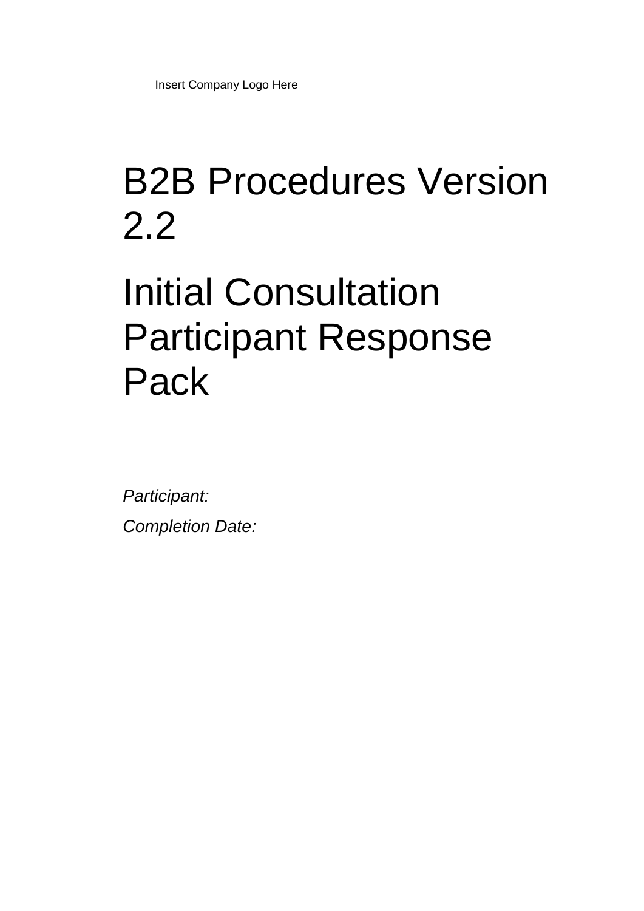Insert Company Logo Here

# B2B Procedures Version 2.2

# Initial Consultation Participant Response Pack

*Participant:*

*Completion Date:*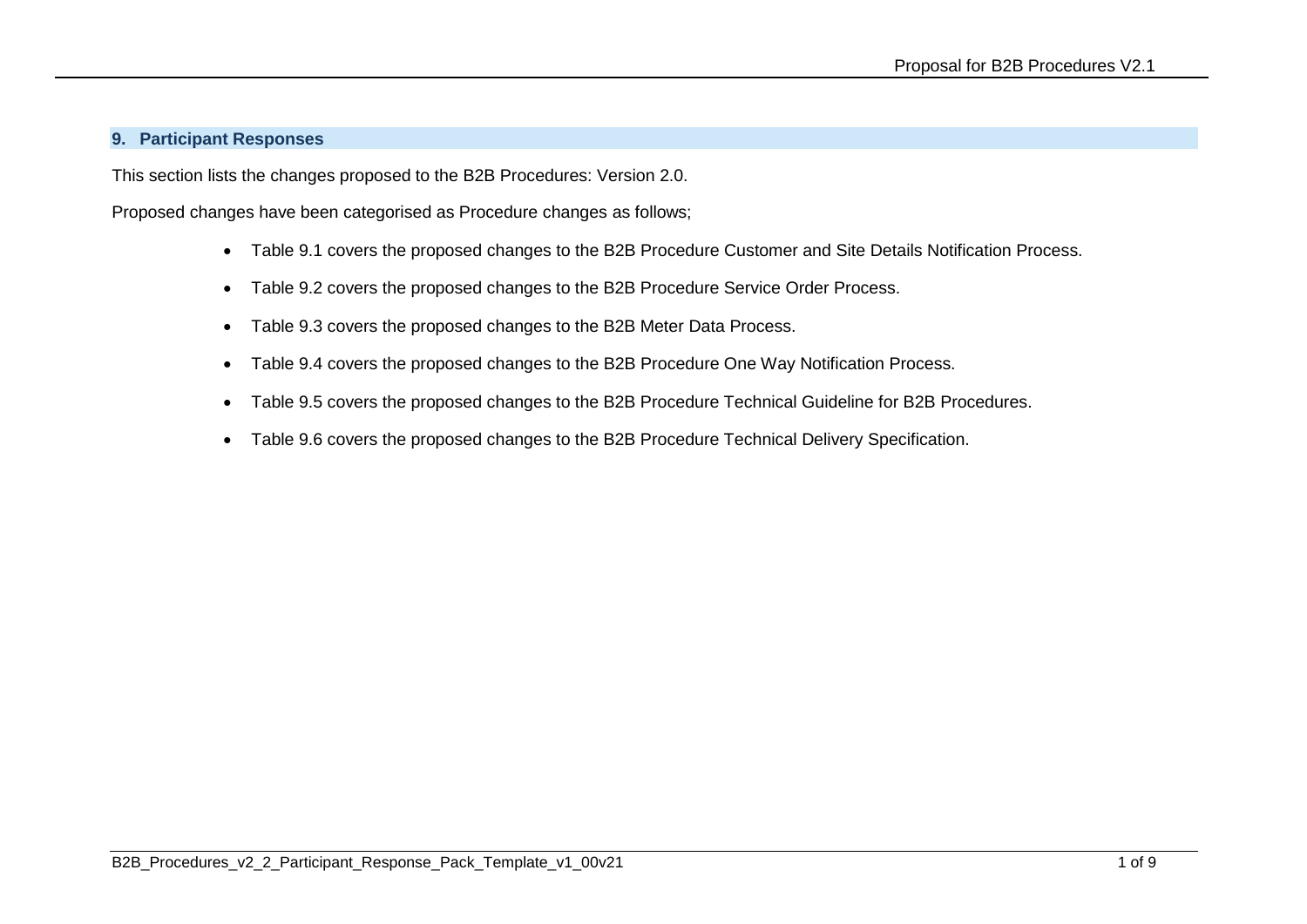## 9. Participant Responses

This section lists the changes proposed to the B2B Procedures: Version 2.0.

Proposed changes have been categorised as Procedure changes as follows;

- Table 9.1 covers the proposed changes to the B2B Procedure Customer and Site Details Notification Process.
- Table 9.2 covers the proposed changes to the B2B Procedure Service Order Process.
- Table 9.3 covers the proposed changes to the B2B Meter Data Process.
- Table 9.4 covers the proposed changes to the B2B Procedure One Way Notification Process.
- Table 9.5 covers the proposed changes to the B2B Procedure Technical Guideline for B2B Procedures.
- Table 9.6 covers the proposed changes to the B2B Procedure Technical Delivery Specification.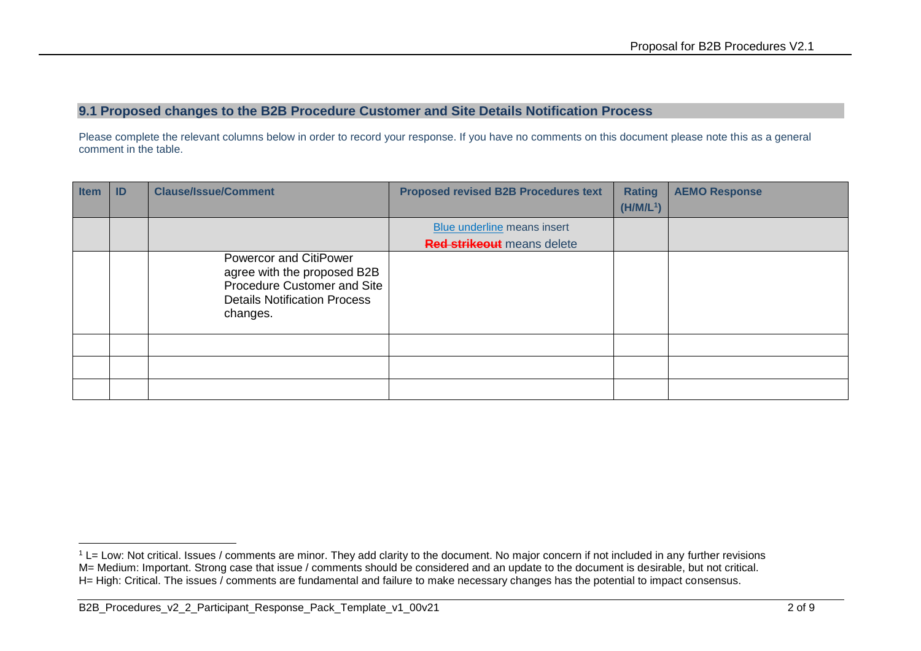## 9.1 Proposed changes to the B2B Procedure Customer and Site Details Notification Process

Please complete the relevant columns below in order to record your response. If you have no comments on this document please note this as a general comment in the table.

| Item | ID | Clause/Issue/Comment | Proposed revised B2B Procedures text | Rating (H/M/L[1]) | AEMO Response |
|---|---|---|---|---|---|
| | | | Blue underline means insert<br>~~Red strikeout~~ means delete | | |
| | | Powercor and CitiPower agree with the proposed B2B Procedure Customer and Site Details Notification Process changes. | | | |
| | | | | | |
| | | | | | |
| | | | | | |

[1] L= Low: Not critical. Issues / comments are minor. They add clarity to the document. No major concern if not included in any further revisions
M= Medium: Important. Strong case that issue / comments should be considered and an update to the document is desirable, but not critical.
H= High: Critical. The issues / comments are fundamental and failure to make necessary changes has the potential to impact consensus.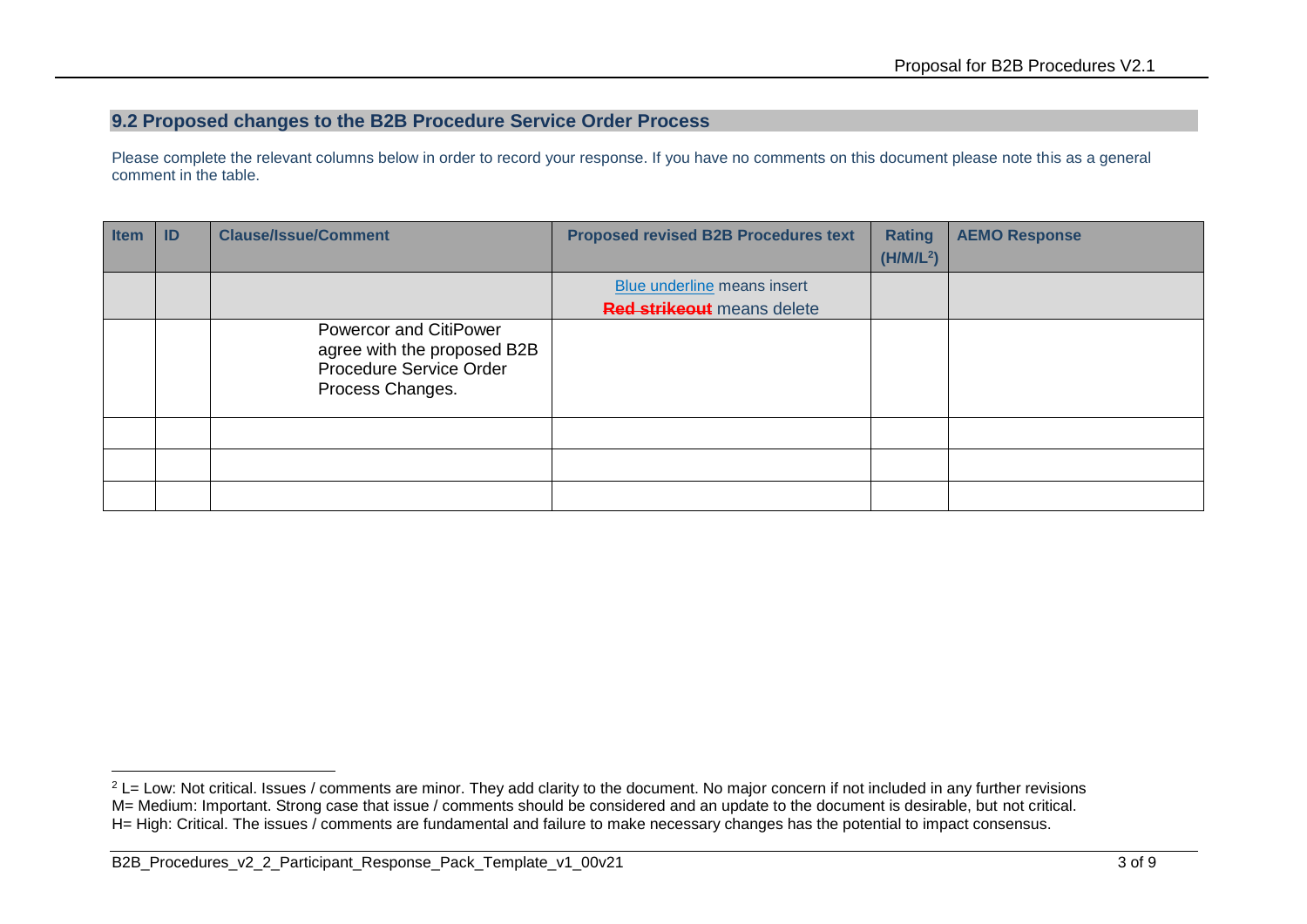## 9.2 Proposed changes to the B2B Procedure Service Order Process

Please complete the relevant columns below in order to record your response. If you have no comments on this document please note this as a general comment in the table.

| Item | ID | Clause/Issue/Comment | Proposed revised B2B Procedures text | Rating (H/M/L[2]) | AEMO Response |
|---|---|---|---|---|---|
| | | | Blue underline means insert<br>~~Red strikeout~~ means delete | | |
| | | Powercor and CitiPower agree with the proposed B2B Procedure Service Order Process Changes. | | | |
| | | | | | |
| | | | | | |
| | | | | | |

[2] L= Low: Not critical. Issues / comments are minor. They add clarity to the document. No major concern if not included in any further revisions
M= Medium: Important. Strong case that issue / comments should be considered and an update to the document is desirable, but not critical.
H= High: Critical. The issues / comments are fundamental and failure to make necessary changes has the potential to impact consensus.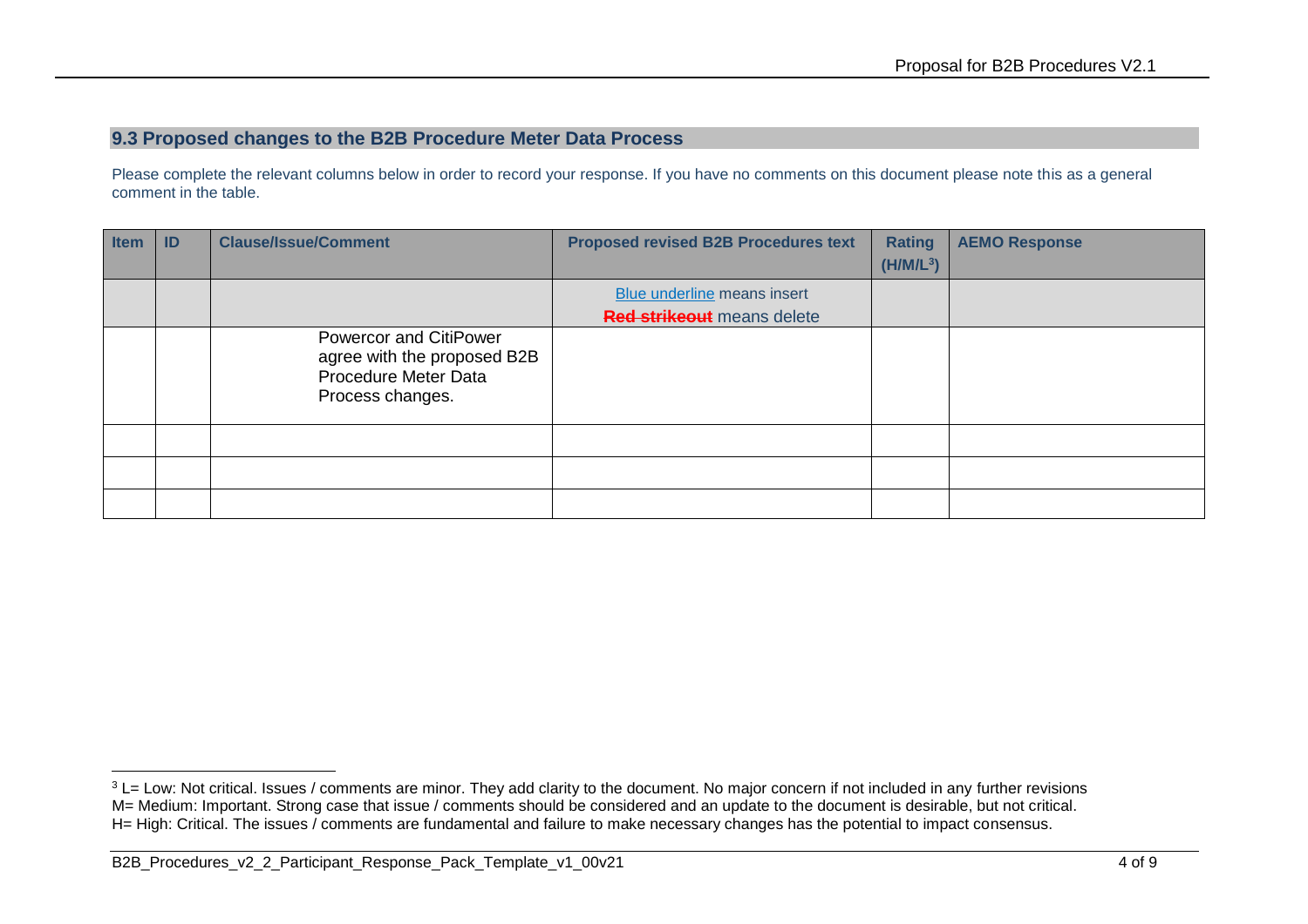## 9.3 Proposed changes to the B2B Procedure Meter Data Process

Please complete the relevant columns below in order to record your response. If you have no comments on this document please note this as a general comment in the table.

| Item | ID | Clause/Issue/Comment | Proposed revised B2B Procedures text | Rating (H/M/L[3]) | AEMO Response |
|---|---|---|---|---|---|
| | | | Blue underline means insert<br>~~Red strikeout~~ means delete | | |
| | | Powercor and CitiPower agree with the proposed B2B Procedure Meter Data Process changes. | | | |
| | | | | | |
| | | | | | |
| | | | | | |

[3] L= Low: Not critical. Issues / comments are minor. They add clarity to the document. No major concern if not included in any further revisions
M= Medium: Important. Strong case that issue / comments should be considered and an update to the document is desirable, but not critical.
H= High: Critical. The issues / comments are fundamental and failure to make necessary changes has the potential to impact consensus.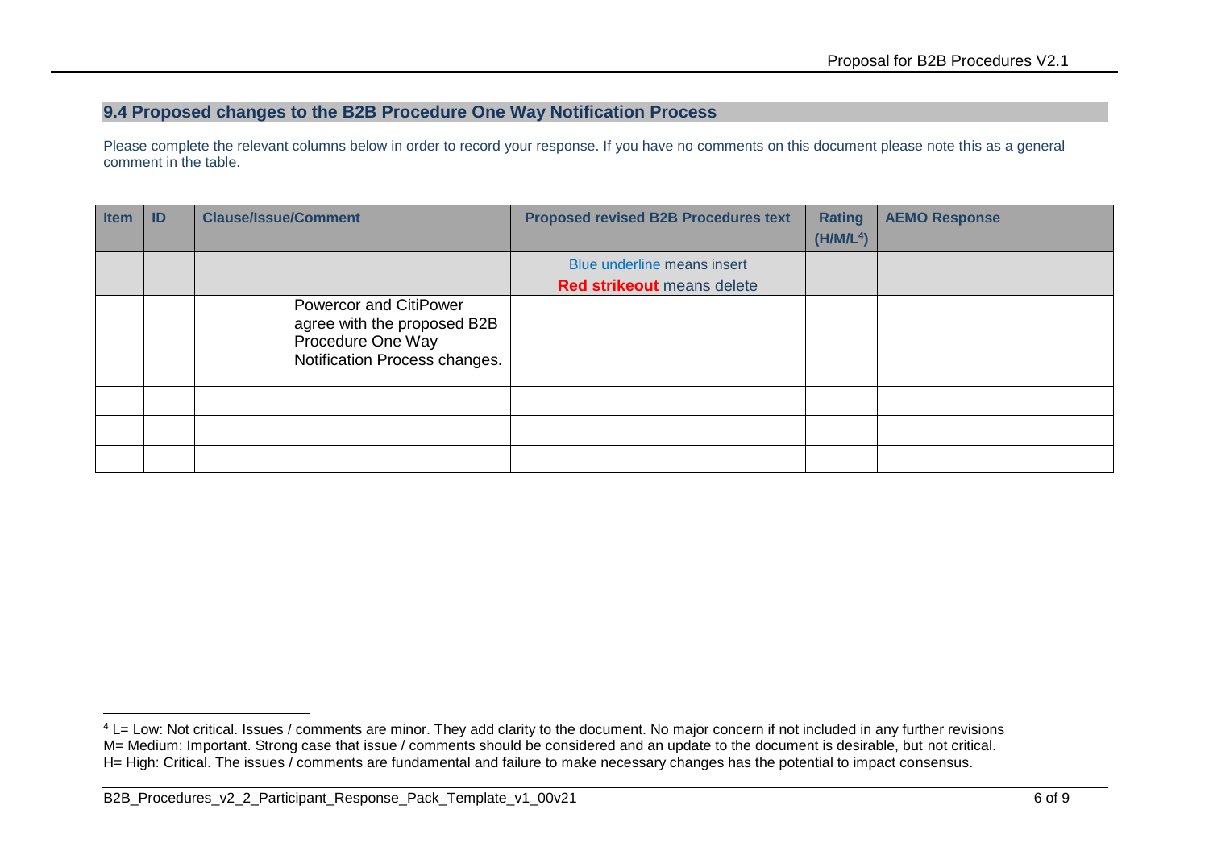## 9.4 Proposed changes to the B2B Procedure One Way Notification Process

Please complete the relevant columns below in order to record your response. If you have no comments on this document please note this as a general comment in the table.

| Item | ID | Clause/Issue/Comment | Proposed revised B2B Procedures text | Rating (H/M/L[4]) | AEMO Response |
|---|---|---|---|---|---|
| | | | Blue underline means insert<br>~~Red strikeout~~ means delete | | |
| | | Powercor and CitiPower agree with the proposed B2B Procedure One Way Notification Process changes. | | | |
| | | | | | |
| | | | | | |
| | | | | | |

[4] L= Low: Not critical. Issues / comments are minor. They add clarity to the document. No major concern if not included in any further revisions
M= Medium: Important. Strong case that issue / comments should be considered and an update to the document is desirable, but not critical.
H= High: Critical. The issues / comments are fundamental and failure to make necessary changes has the potential to impact consensus.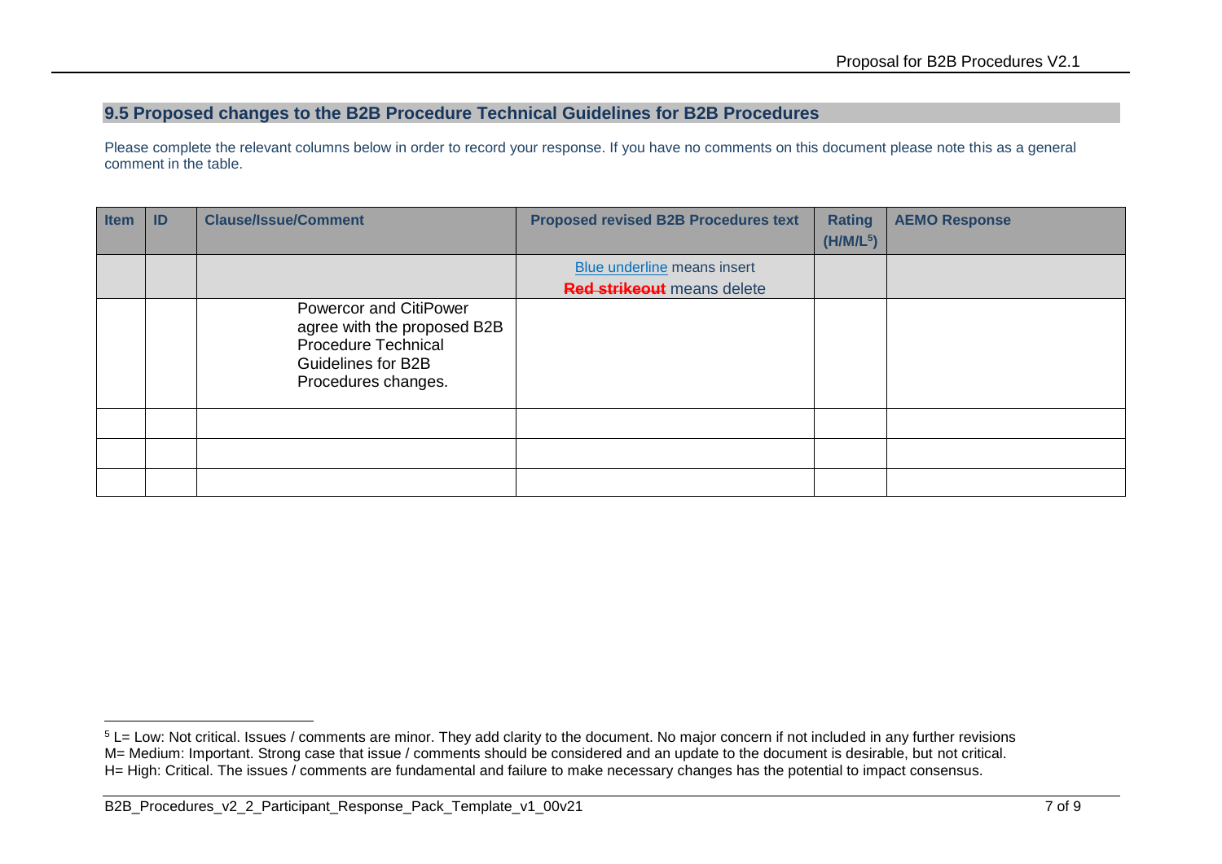## 9.5 Proposed changes to the B2B Procedure Technical Guidelines for B2B Procedures

Please complete the relevant columns below in order to record your response. If you have no comments on this document please note this as a general comment in the table.

| Item | ID | Clause/Issue/Comment | Proposed revised B2B Procedures text | Rating (H/M/L[5]) | AEMO Response |
|---|---|---|---|---|---|
| | | | Blue underline means insert<br>~~Red strikeout~~ means delete | | |
| | | Powercor and CitiPower agree with the proposed B2B Procedure Technical Guidelines for B2B Procedures changes. | | | |
| | | | | | |
| | | | | | |
| | | | | | |

[5] L= Low: Not critical. Issues / comments are minor. They add clarity to the document. No major concern if not included in any further revisions
M= Medium: Important. Strong case that issue / comments should be considered and an update to the document is desirable, but not critical.
H= High: Critical. The issues / comments are fundamental and failure to make necessary changes has the potential to impact consensus.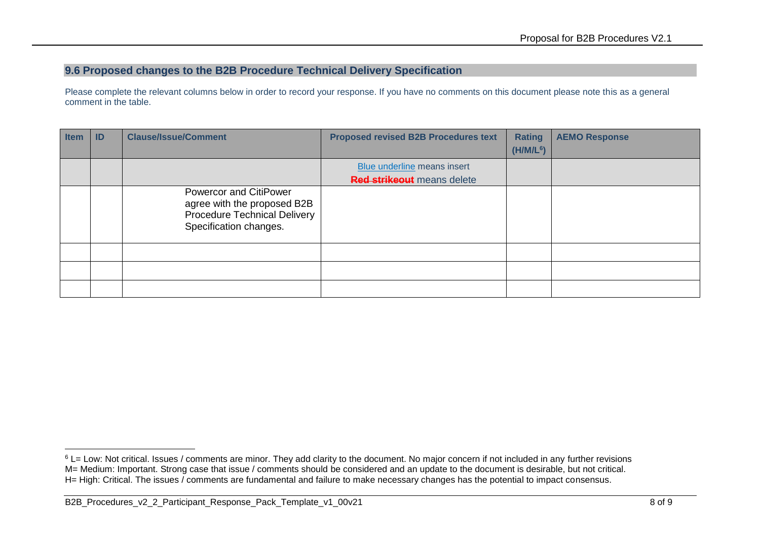## 9.6 Proposed changes to the B2B Procedure Technical Delivery Specification

Please complete the relevant columns below in order to record your response. If you have no comments on this document please note this as a general comment in the table.

| Item | ID | Clause/Issue/Comment | Proposed revised B2B Procedures text | Rating (H/M/L[6]) | AEMO Response |
|---|---|---|---|---|---|
| | | | Blue underline means insert<br>~~Red strikeout~~ means delete | | |
| | | Powercor and CitiPower agree with the proposed B2B Procedure Technical Delivery Specification changes. | | | |
| | | | | | |
| | | | | | |
| | | | | | |

[6] L= Low: Not critical. Issues / comments are minor. They add clarity to the document. No major concern if not included in any further revisions
M= Medium: Important. Strong case that issue / comments should be considered and an update to the document is desirable, but not critical.
H= High: Critical. The issues / comments are fundamental and failure to make necessary changes has the potential to impact consensus.